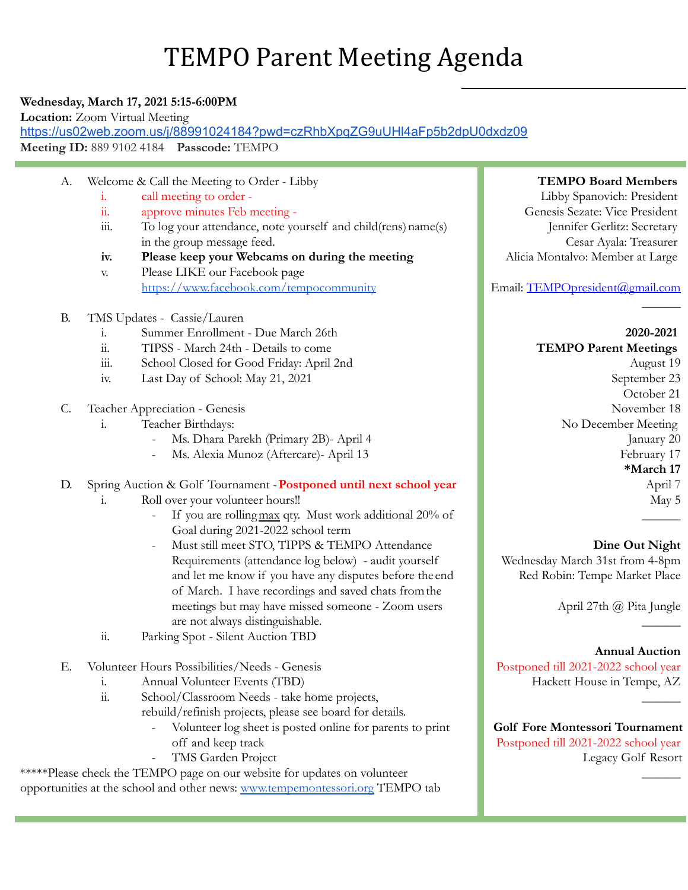# TEMPO Parent Meeting Agenda

**Wednesday, March 17, 2021 5:15-6:00PM**
**Location:** Zoom Virtual Meeting
https://us02web.zoom.us/j/88991024184?pwd=czRhbXpqZG9uUHl4aFp5b2dpU0dxdz09
**Meeting ID:** 889 9102 4184 **Passcode:** TEMPO

A. Welcome & Call the Meeting to Order - Libby
   i. call meeting to order -
   ii. approve minutes Feb meeting -
   iii. To log your attendance, note yourself and child(rens) name(s) in the group message feed.
   **iv. Please keep your Webcams on during the meeting**
   v. Please LIKE our Facebook page https://www.facebook.com/tempocommunity

B. TMS Updates - Cassie/Lauren
   i. Summer Enrollment - Due March 26th
   ii. TIPSS - March 24th - Details to come
   iii. School Closed for Good Friday: April 2nd
   iv. Last Day of School: May 21, 2021

C. Teacher Appreciation - Genesis
   i. Teacher Birthdays:
      - Ms. Dhara Parekh (Primary 2B)- April 4
      - Ms. Alexia Munoz (Aftercare)- April 13

D. Spring Auction & Golf Tournament - **Postponed until next school year**
   i. Roll over your volunteer hours!!
      - If you are rolling max qty. Must work additional 20% of Goal during 2021-2022 school term
      - Must still meet STO, TIPPS & TEMPO Attendance Requirements (attendance log below) - audit yourself and let me know if you have any disputes before the end of March. I have recordings and saved chats from the meetings but may have missed someone - Zoom users are not always distinguishable.
   ii. Parking Spot - Silent Auction TBD

E. Volunteer Hours Possibilities/Needs - Genesis
   i. Annual Volunteer Events (TBD)
   ii. School/Classroom Needs - take home projects, rebuild/refinish projects, please see board for details.
      - Volunteer log sheet is posted online for parents to print off and keep track
      - TMS Garden Project

*****Please check the TEMPO page on our website for updates on volunteer opportunities at the school and other news: www.tempemontessori.org TEMPO tab

**TEMPO Board Members**
Libby Spanovich: President
Genesis Sezate: Vice President
Jennifer Gerlitz: Secretary
Cesar Ayala: Treasurer
Alicia Montalvo: Member at Large

Email: TEMPOpresident@gmail.com

**2020-2021 TEMPO Parent Meetings**
August 19
September 23
October 21
November 18
No December Meeting
January 20
February 17
***March 17**
April 7
May 5

**Dine Out Night**
Wednesday March 31st from 4-8pm
Red Robin: Tempe Market Place

April 27th @ Pita Jungle

**Annual Auction**
Postponed till 2021-2022 school year
Hackett House in Tempe, AZ

**Golf Fore Montessori Tournament**
Postponed till 2021-2022 school year
Legacy Golf Resort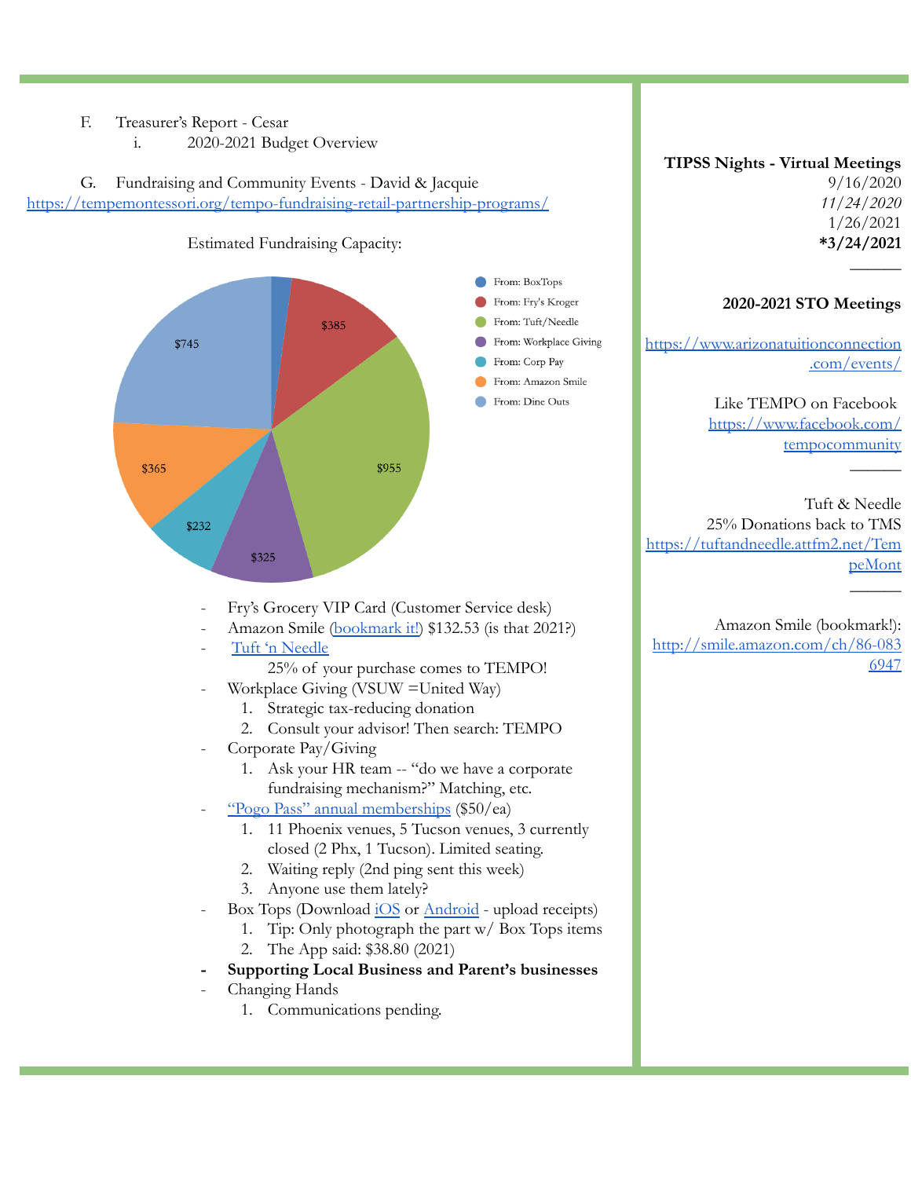F. Treasurer's Report - Cesar

i. 2020-2021 Budget Overview

G. Fundraising and Community Events - David & Jacquie

https://tempemontessori.org/tempo-fundraising-retail-partnership-programs/

Estimated Fundraising Capacity:

| Source | Amount |
| --- | --- |
| From: BoxTops | |
| From: Fry's Kroger | $385 |
| From: Tuft/Needle | $955 |
| From: Workplace Giving | $325 |
| From: Corp Pay | $232 |
| From: Amazon Smile | $365 |
| From: Dine Outs | $745 |

- Fry's Grocery VIP Card (Customer Service desk)
- Amazon Smile (bookmark it!) $132.53 (is that 2021?)
- Tuft 'n Needle
  25% of your purchase comes to TEMPO!
- Workplace Giving (VSUW =United Way)
  1. Strategic tax-reducing donation
  2. Consult your advisor! Then search: TEMPO
- Corporate Pay/Giving
  1. Ask your HR team -- "do we have a corporate fundraising mechanism?" Matching, etc.
- "Pogo Pass" annual memberships ($50/ea)
  1. 11 Phoenix venues, 5 Tucson venues, 3 currently closed (2 Phx, 1 Tucson). Limited seating.
  2. Waiting reply (2nd ping sent this week)
  3. Anyone use them lately?
- Box Tops (Download iOS or Android - upload receipts)
  1. Tip: Only photograph the part w/ Box Tops items
  2. The App said: $38.80 (2021)
- **Supporting Local Business and Parent's businesses**
- Changing Hands
  1. Communications pending.

**TIPSS Nights - Virtual Meetings**

9/16/2020

*11/24/2020*

1/26/2021

***3/24/2021**

---

**2020-2021 STO Meetings**

https://www.arizonatuitionconnection.com/events/

Like TEMPO on Facebook
https://www.facebook.com/tempocommunity

---

Tuft & Needle
25% Donations back to TMS
https://tuftandneedle.attfm2.net/TempeMont

---

Amazon Smile (bookmark!):
http://smile.amazon.com/ch/86-0836947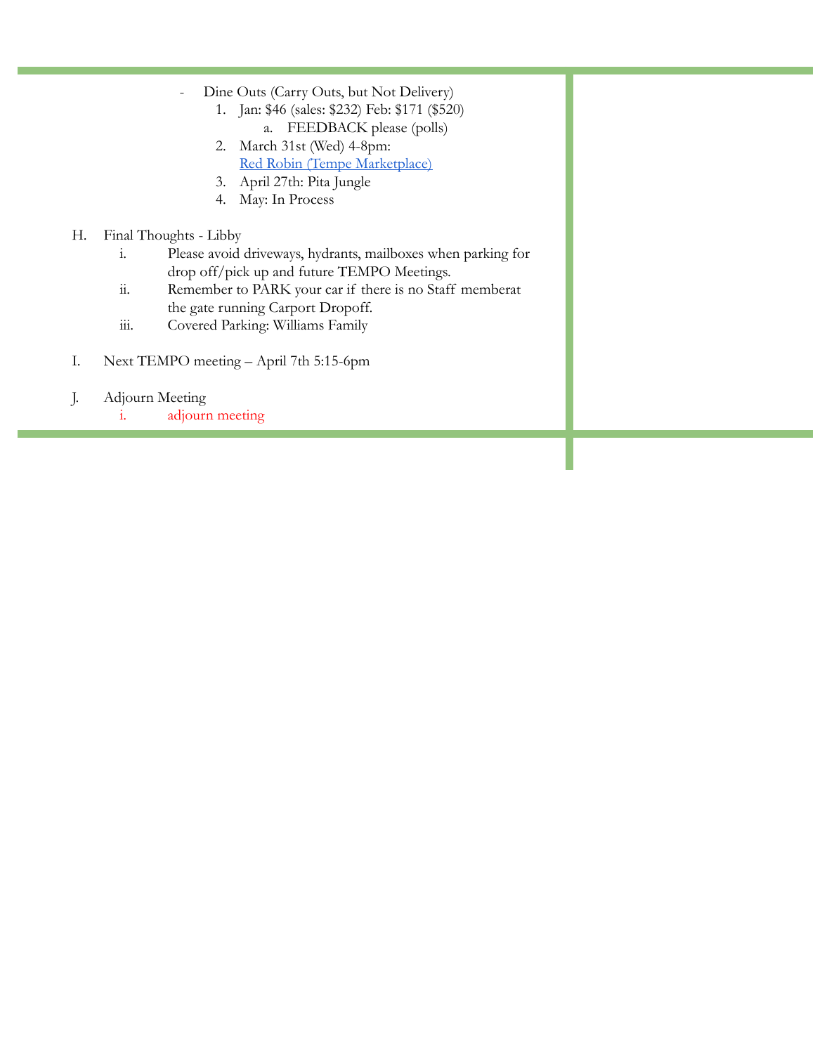- Dine Outs (Carry Outs, but Not Delivery)
    1. Jan: $46 (sales: $232) Feb: $171 ($520)
        a. FEEDBACK please (polls)
    2. March 31st (Wed) 4-8pm: [Red Robin (Tempe Marketplace)]
    3. April 27th: Pita Jungle
    4. May: In Process

H. Final Thoughts - Libby

   i. Please avoid driveways, hydrants, mailboxes when parking for drop off/pick up and future TEMPO Meetings.

   ii. Remember to PARK your car if there is no Staff memberat the gate running Carport Dropoff.

   iii. Covered Parking: Williams Family

I. Next TEMPO meeting – April 7th 5:15-6pm

J. Adjourn Meeting

   i. adjourn meeting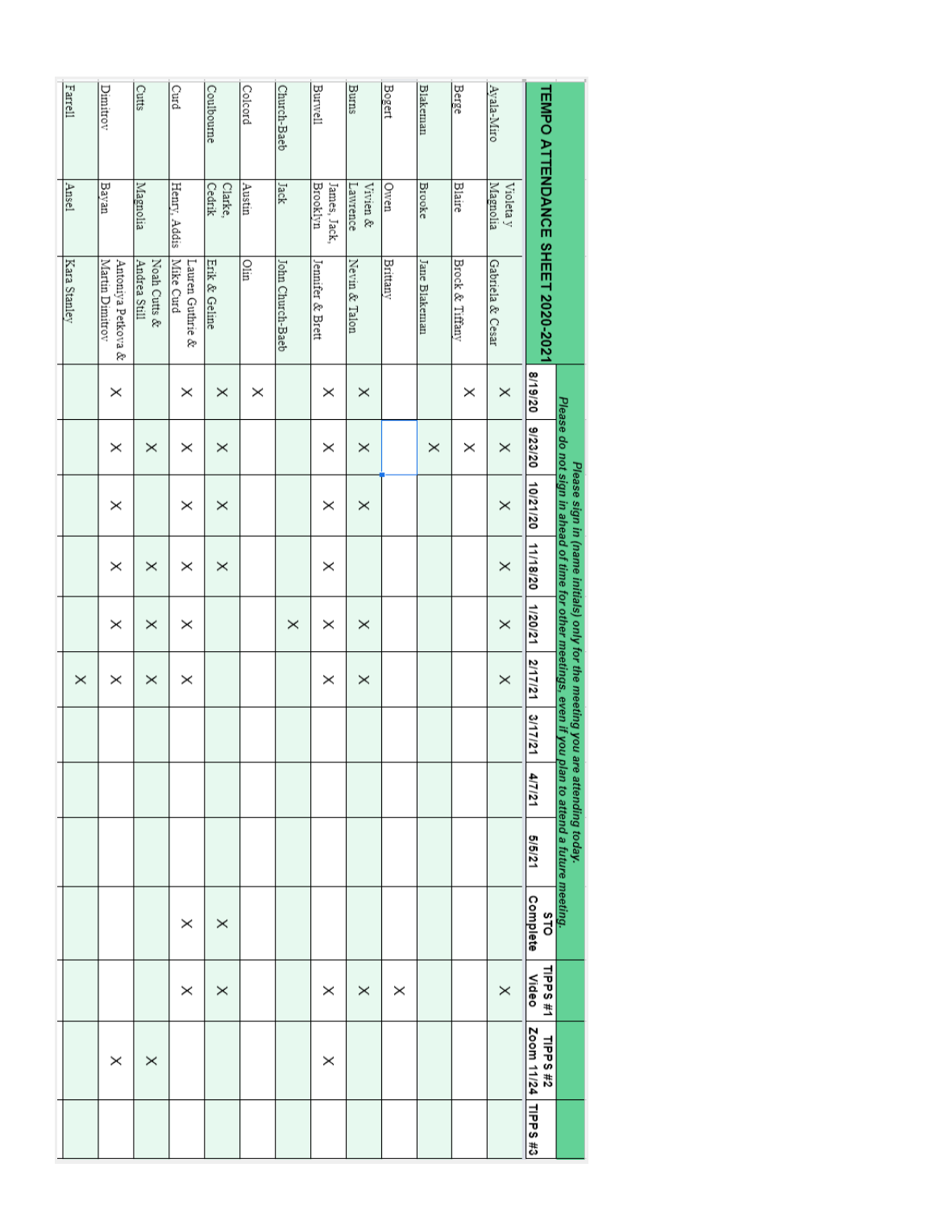# TEMPO ATTENDANCE SHEET 2020-2021

*Please sign in (name initials) only for the meeting you are attending today.*
*Please do not sign in ahead of time for other meetings, even if you plan to attend a future meeting.*

| | | | 8/19/20 | 9/23/20 | 10/21/20 | 11/18/20 | 1/20/21 | 2/17/21 | 3/17/21 | 4/7/21 | 5/5/21 | STO Complete | TIPPS #1 Video | TIPPS #2 Zoom 11/24 | TIPPS #3 |
|---|---|---|---|---|---|---|---|---|---|---|---|---|---|---|---|
| Ayala-Miro | Violeta y Magnolia | Gabriela & Cesar | X | X | X | X | X | X | | | | | X | | |
| Berge | Blaire | Brock & Tiffany | X | X | | | | | | | | | | | |
| Blakeman | Brooke | Jane Blakeman | | X | | | | | | | | | | | |
| Bogert | Owen | Brittany | | | | | | | | | | | X | | |
| Burns | Vivien & Lawrence | Nevin & Talon | X | X | X | | X | X | | | | | X | | |
| Burwell | James, Jack, Brooklyn | Jennifer & Brett | X | X | X | X | X | X | | | | | X | X | |
| Church-Baeb | Jack | John Church-Baeb | | | | | X | | | | | | | | |
| Colcord | Austin | Olin | X | | | | | | | | | | | | |
| Coulbourne | Clarke, Cedrik | Erik & Geline | X | X | X | X | | | | | | X | X | | |
| Curd | Henry, Addis | Lauren Guthrie & Mike Curd | X | X | X | X | X | X | | | | X | X | | |
| Cutts | Magnolia | Noah Cutts & Andrea Still | | X | | X | X | X | | | | | | X | |
| Dimitrov | Bayan | Antoniya Petkova & Martin Dimitrov | X | X | X | X | X | X | | | | | | X | |
| Farrell | Ansel | Kara Stanley | | | | | | X | | | | | | | |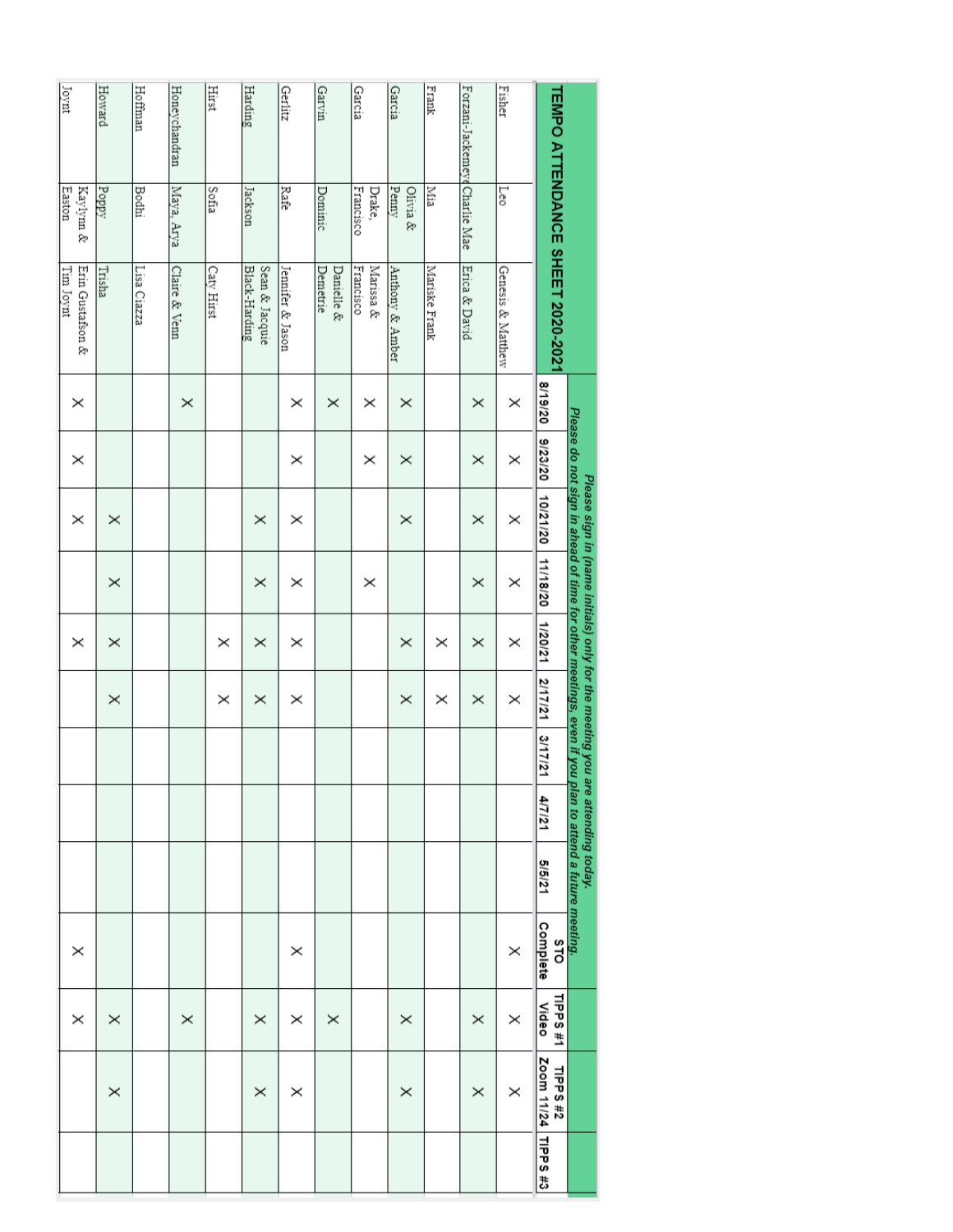# TEMPO ATTENDANCE SHEET 2020-2021

*Please sign in (name initials) only for the meeting you are attending today.*
*Please do not sign in ahead of time for other meetings, even if you plan to attend a future meeting.*

| | | | 8/19/20 | 9/23/20 | 10/21/20 | 11/18/20 | 1/20/21 | 2/17/21 | 3/17/21 | 4/7/21 | 5/5/21 | STO Complete | TIPPS #1 Video | TIPPS #2 Zoom 11/24 | TIPPS #3 |
|---|---|---|---|---|---|---|---|---|---|---|---|---|---|---|---|
| Fisher | Leo | Genesis & Matthew | X | X | X | X | X | X | | | | X | X | X | |
| Forzani-Jackemeyer | Charlie Mae | Erica & David | X | X | X | X | X | X | | | | | X | X | |
| Frank | Mia | Mariske Frank | | | | | X | X | | | | | | | |
| Garcia | Olivia & Penny | Anthony & Amber | X | X | X | | X | X | | | | | X | X | |
| Garcia | Drake, Francisco | Marissa & Francisco | X | X | | X | | | | | | | | | |
| Garvin | Dominic | Danielle & Demetrie | X | | | | | | | | | | X | | |
| Gerlitz | Rafe | Jennifer & Jason | X | X | X | X | X | X | | | | X | X | X | |
| Harding | Jackson | Sean & Jacquie Black-Harding | | | X | X | X | X | | | | | X | X | |
| Hirst | Sofia | Caty Hirst | | | | | X | X | | | | | | | |
| Honeychandran | Maya, Arya | Claire & Venn | X | | | | | | | | | | X | | |
| Hoffman | Bodhi | Lisa Ciazza | | | | | | | | | | | | | |
| Howard | Poppy | Trisha | | | X | X | X | X | | | | | X | X | |
| Joynt | Kaylynn & Easton | Erin Gustafson & Tim Joynt | X | X | X | | X | | | | | X | X | | |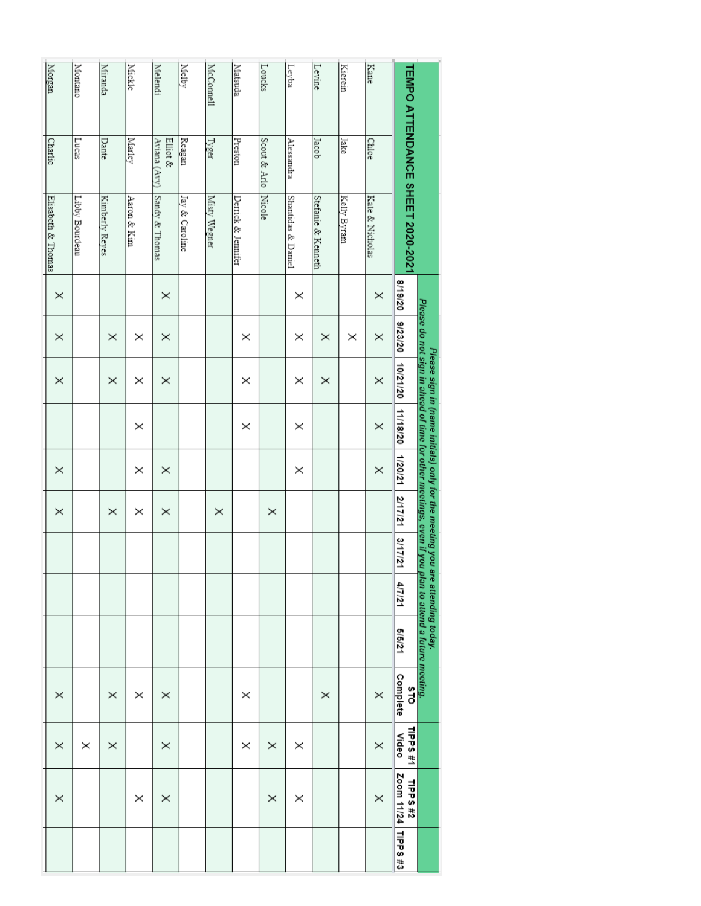# TEMPO ATTENDANCE SHEET 2020-2021

*Please sign in (name initials) only for the meeting you are attending today.*
*Please do not sign in ahead of time for other meetings, even if you plan to attend a future meeting.*

| | | | 8/19/20 | 9/23/20 | 10/21/20 | 11/18/20 | 1/20/21 | 2/17/21 | 3/17/21 | 4/7/21 | 5/5/21 | STO Complete | TIPPS #1 Video | TIPPS #2 Zoom 11/24 | TIPPS #3 |
|---|---|---|---|---|---|---|---|---|---|---|---|---|---|---|---|
| Kane | Chloe | Kate & Nicholas | X | X | X | X | X | | | | | X | X | X | |
| Kierein | Jake | Kelly Byram | | X | | | | | | | | | | | |
| Levine | Jacob | Stefanie & Kenneth | | X | X | | | | | | | X | | | |
| Leyba | Alessandra | Shantidas & Daniel | X | X | X | X | X | | | | | | X | X | |
| Loucks | Scout & Arlo | Nicole | | | | | | X | | | | | X | X | |
| Matsuda | Preston | Derrick & Jennifer | | X | X | X | | | | | | X | X | | |
| McConnell | Tyger | Misty Wegner | | | | | | X | | | | | | | |
| Melby | Reagan | Jay & Caroline | | | | | | | | | | | | | |
| Melendi | Elliot & Aviana (Avy) | Sandy & Thomas | X | X | X | | X | X | | | | X | X | X | |
| Mickle | Marley | Aaron & Kim | | X | X | X | X | X | | | | X | | X | |
| Miranda | Dante | Kimberly Reyes | | X | X | | | X | | | | X | X | | |
| Montano | Lucas | Libby Bourdeau | | | | | | | | | | | X | | |
| Morgan | Charlie | Elisabeth & Thomas | X | X | X | | X | X | | | | X | X | X | |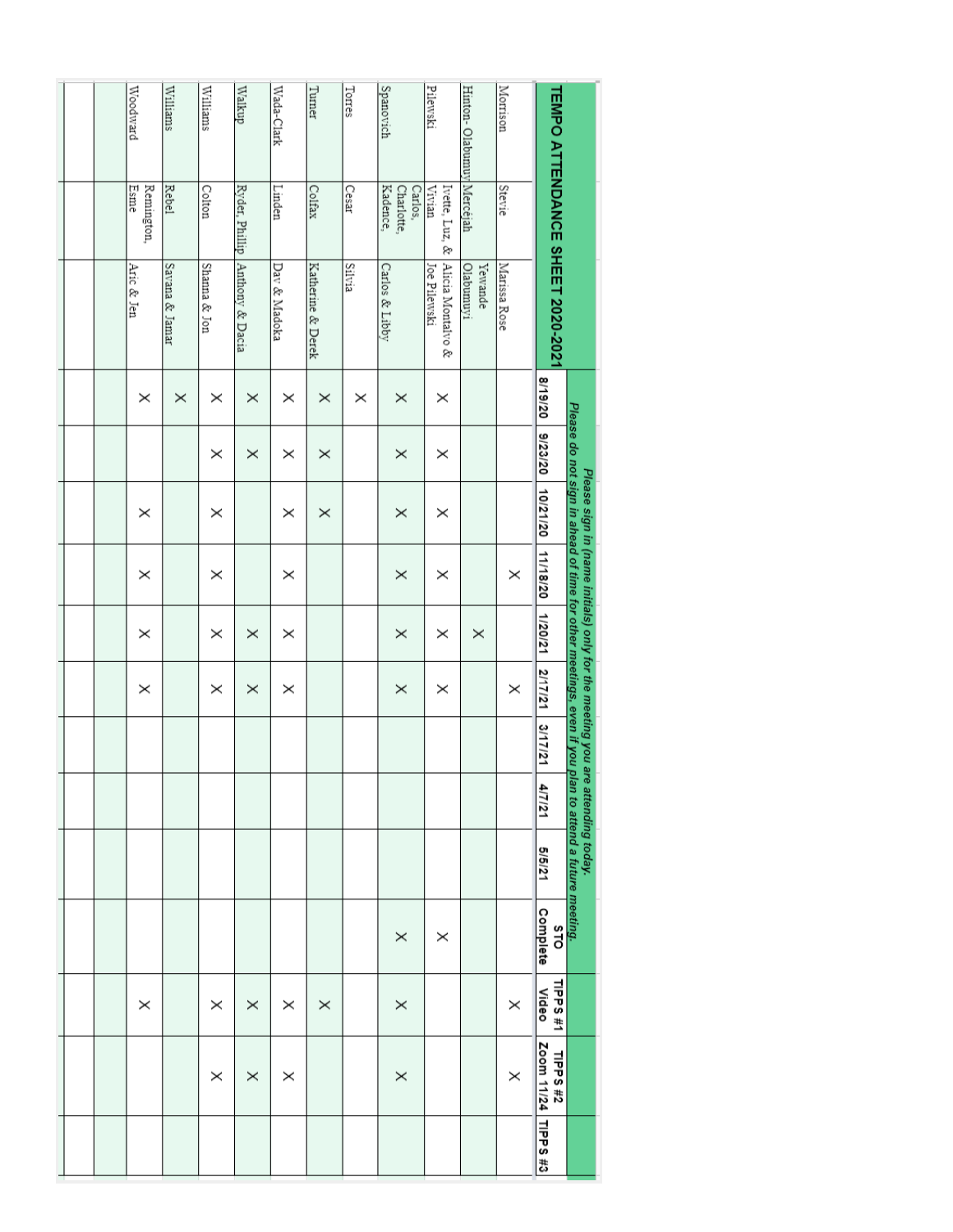# TEMPO ATTENDANCE SHEET 2020-2021

*Please sign in (name initials) only for the meeting you are attending today. Please do not sign in ahead of time for other meetings, even if you plan to attend a future meeting.*

| | | | 8/19/20 | 9/23/20 | 10/21/20 | 11/18/20 | 1/20/21 | 2/17/21 | 3/17/21 | 4/7/21 | 5/5/21 | STO Complete | TIPPS #1 Video | TIPPS #2 Zoom 11/24 | TIPPS #3 |
|---|---|---|---|---|---|---|---|---|---|---|---|---|---|---|---|
| Morrison | Stevie | Marissa Rose | | | | X | | X | | | | | X | X | |
| Hinton- Olabumuyi | Merceijah | Yewande Olabumuyi | | | | | X | | | | | | | | |
| Pilewski | Ivette, Luz, & Vivian | Alicia Montalvo & Joe Pilewski | X | X | X | X | X | X | | | | X | | | |
| Spanovich | Carlos, Charlotte, Kadence, | Carlos & Libby | X | X | X | X | X | X | | | | X | X | X | |
| Torres | Cesar | Silvia | X | | | | | | | | | | | | |
| Turner | Colfax | Katherine & Derek | X | X | X | | | | | | | | X | | |
| Wada-Clark | Linden | Dav & Madoka | X | X | X | X | X | X | | | | | X | X | |
| Walkup | Ryder, Philip | Anthony & Dacia | X | X | | | X | X | | | | | X | X | |
| Williams | Colton | Shanna & Jon | X | X | X | X | X | X | | | | | X | X | |
| Williams | Rebel | Savana & Jamar | X | | | | | | | | | | | | |
| Woodward | Remington, Esme | Aric & Jen | X | | X | X | X | X | | | | | X | | |
| | | | | | | | | | | | | | | | |
| | | | | | | | | | | | | | | | |